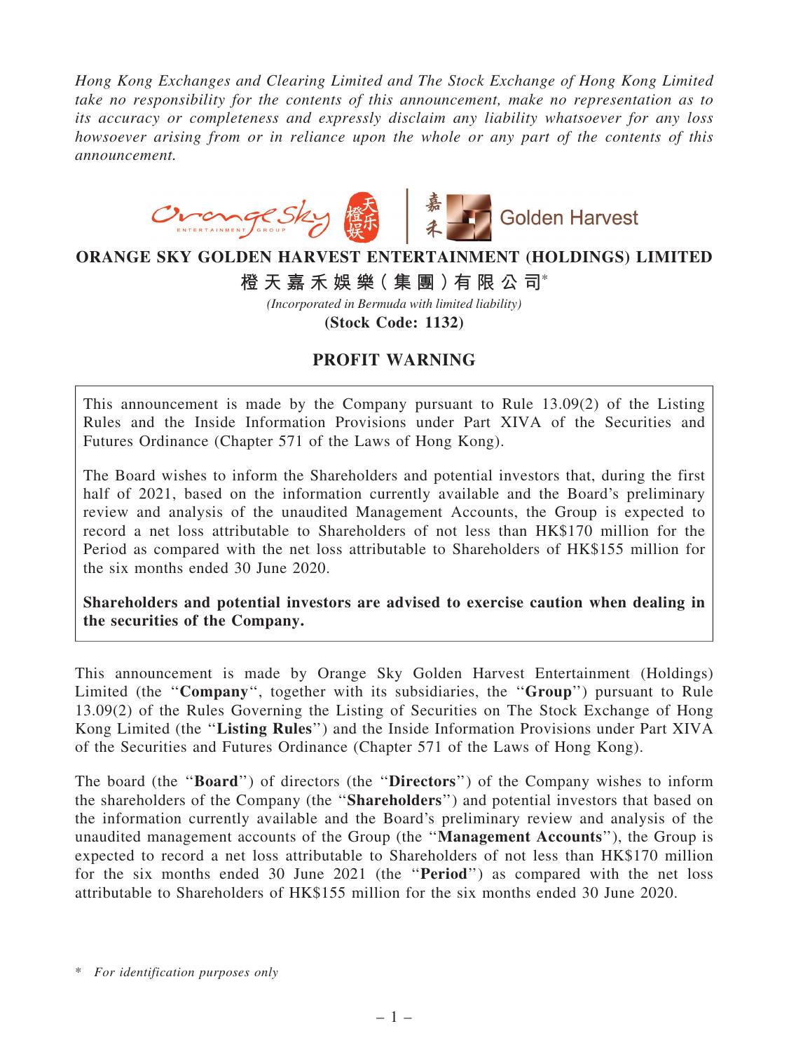*Hong Kong Exchanges and Clearing Limited and The Stock Exchange of Hong Kong Limited take no responsibility for the contents of this announcement, make no representation as to its accuracy or completeness and expressly disclaim any liability whatsoever for any loss howsoever arising from or in reliance upon the whole or any part of the contents of this announcement.*

# ORANGE SKY GOLDEN HARVEST ENTERTAINMENT (HOLDINGS) LIMITED

**橙天嘉禾娛樂(集團)有限公司***

*(Incorporated in Bermuda with limited liability)*

**(Stock Code: 1132)**

## PROFIT WARNING

This announcement is made by the Company pursuant to Rule 13.09(2) of the Listing Rules and the Inside Information Provisions under Part XIVA of the Securities and Futures Ordinance (Chapter 571 of the Laws of Hong Kong).

The Board wishes to inform the Shareholders and potential investors that, during the first half of 2021, based on the information currently available and the Board's preliminary review and analysis of the unaudited Management Accounts, the Group is expected to record a net loss attributable to Shareholders of not less than HK$170 million for the Period as compared with the net loss attributable to Shareholders of HK$155 million for the six months ended 30 June 2020.

**Shareholders and potential investors are advised to exercise caution when dealing in the securities of the Company.**

This announcement is made by Orange Sky Golden Harvest Entertainment (Holdings) Limited (the "**Company**", together with its subsidiaries, the "**Group**") pursuant to Rule 13.09(2) of the Rules Governing the Listing of Securities on The Stock Exchange of Hong Kong Limited (the "**Listing Rules**") and the Inside Information Provisions under Part XIVA of the Securities and Futures Ordinance (Chapter 571 of the Laws of Hong Kong).

The board (the "**Board**") of directors (the "**Directors**") of the Company wishes to inform the shareholders of the Company (the "**Shareholders**") and potential investors that based on the information currently available and the Board's preliminary review and analysis of the unaudited management accounts of the Group (the "**Management Accounts**"), the Group is expected to record a net loss attributable to Shareholders of not less than HK$170 million for the six months ended 30 June 2021 (the "**Period**") as compared with the net loss attributable to Shareholders of HK$155 million for the six months ended 30 June 2020.

\* *For identification purposes only*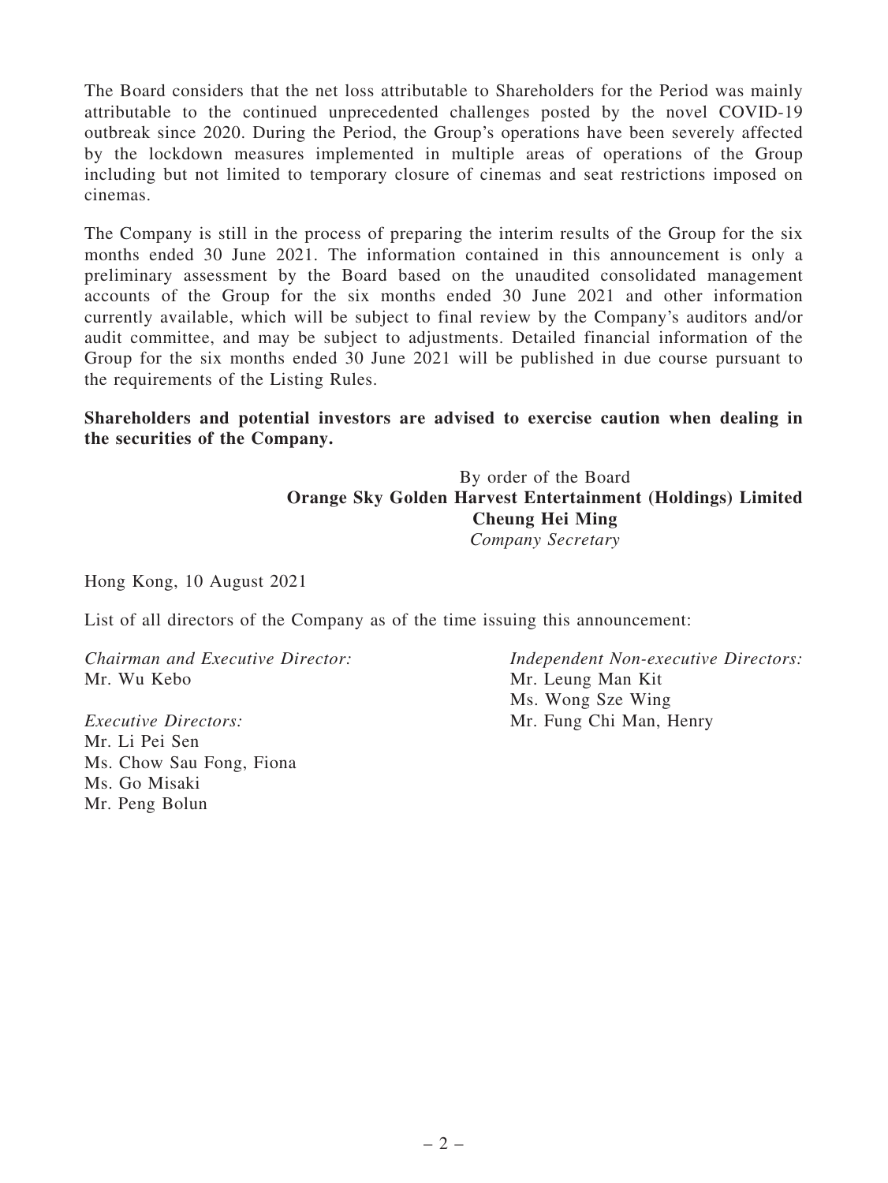The Board considers that the net loss attributable to Shareholders for the Period was mainly attributable to the continued unprecedented challenges posted by the novel COVID-19 outbreak since 2020. During the Period, the Group's operations have been severely affected by the lockdown measures implemented in multiple areas of operations of the Group including but not limited to temporary closure of cinemas and seat restrictions imposed on cinemas.

The Company is still in the process of preparing the interim results of the Group for the six months ended 30 June 2021. The information contained in this announcement is only a preliminary assessment by the Board based on the unaudited consolidated management accounts of the Group for the six months ended 30 June 2021 and other information currently available, which will be subject to final review by the Company's auditors and/or audit committee, and may be subject to adjustments. Detailed financial information of the Group for the six months ended 30 June 2021 will be published in due course pursuant to the requirements of the Listing Rules.

**Shareholders and potential investors are advised to exercise caution when dealing in the securities of the Company.**

By order of the Board
**Orange Sky Golden Harvest Entertainment (Holdings) Limited**
**Cheung Hei Ming**
*Company Secretary*

Hong Kong, 10 August 2021

List of all directors of the Company as of the time issuing this announcement:

*Chairman and Executive Director:*
Mr. Wu Kebo

*Executive Directors:*
Mr. Li Pei Sen
Ms. Chow Sau Fong, Fiona
Ms. Go Misaki
Mr. Peng Bolun

*Independent Non-executive Directors:*
Mr. Leung Man Kit
Ms. Wong Sze Wing
Mr. Fung Chi Man, Henry